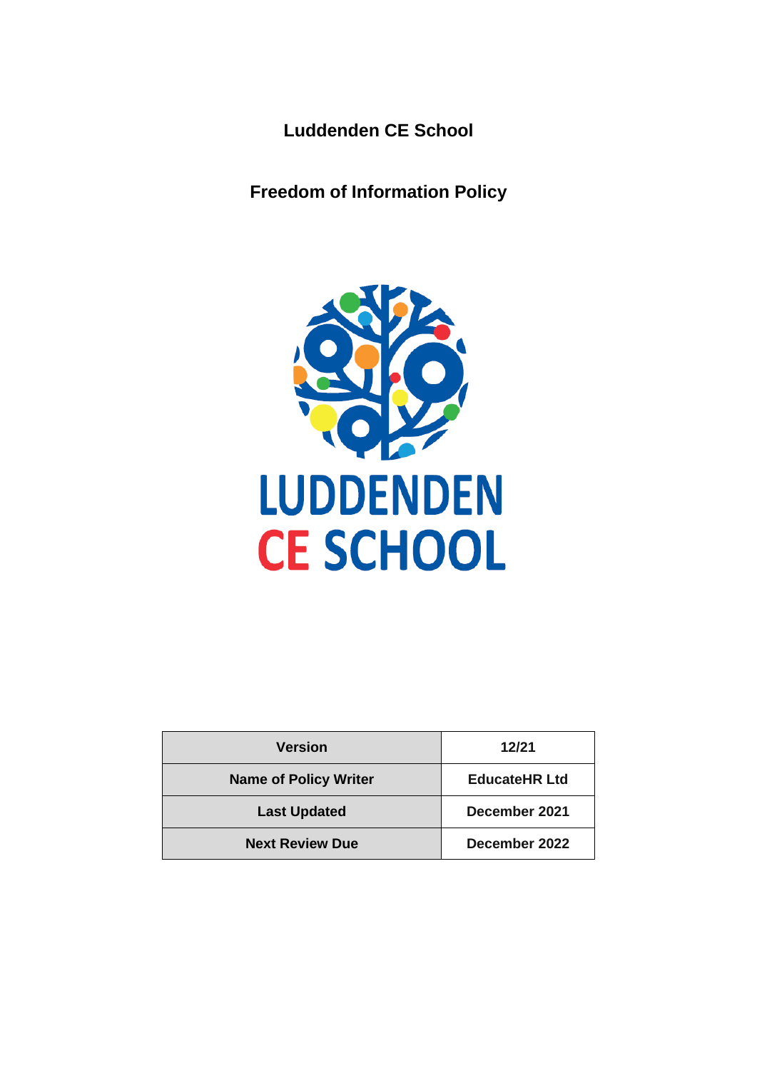# Luddenden CE School

## Freedom of Information Policy

LUDDENDEN
CE SCHOOL

| Version | 12/21 |
| --- | --- |
| Name of Policy Writer | EducateHR Ltd |
| Last Updated | December 2021 |
| Next Review Due | December 2022 |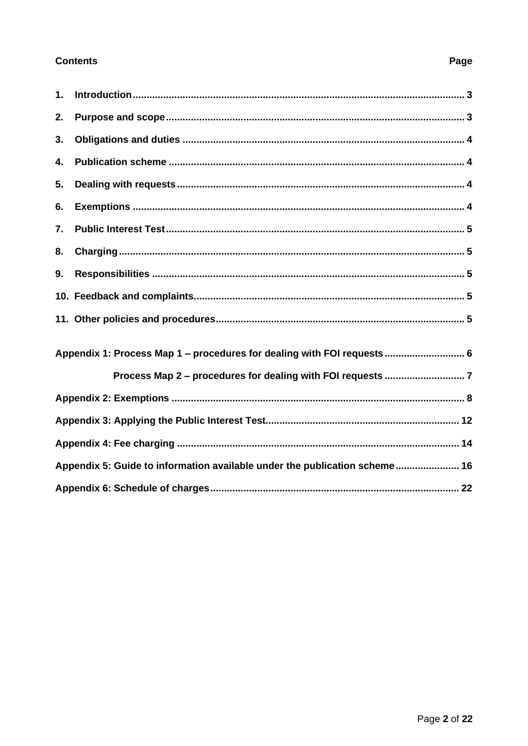**Contents** **Page**

| | |
|---|---|
| 1. Introduction | 3 |
| 2. Purpose and scope | 3 |
| 3. Obligations and duties | 4 |
| 4. Publication scheme | 4 |
| 5. Dealing with requests | 4 |
| 6. Exemptions | 4 |
| 7. Public Interest Test | 5 |
| 8. Charging | 5 |
| 9. Responsibilities | 5 |
| 10. Feedback and complaints | 5 |
| 11. Other policies and procedures | 5 |
| Appendix 1: Process Map 1 – procedures for dealing with FOI requests | 6 |
| Process Map 2 – procedures for dealing with FOI requests | 7 |
| Appendix 2: Exemptions | 8 |
| Appendix 3: Applying the Public Interest Test | 12 |
| Appendix 4: Fee charging | 14 |
| Appendix 5: Guide to information available under the publication scheme | 16 |
| Appendix 6: Schedule of charges | 22 |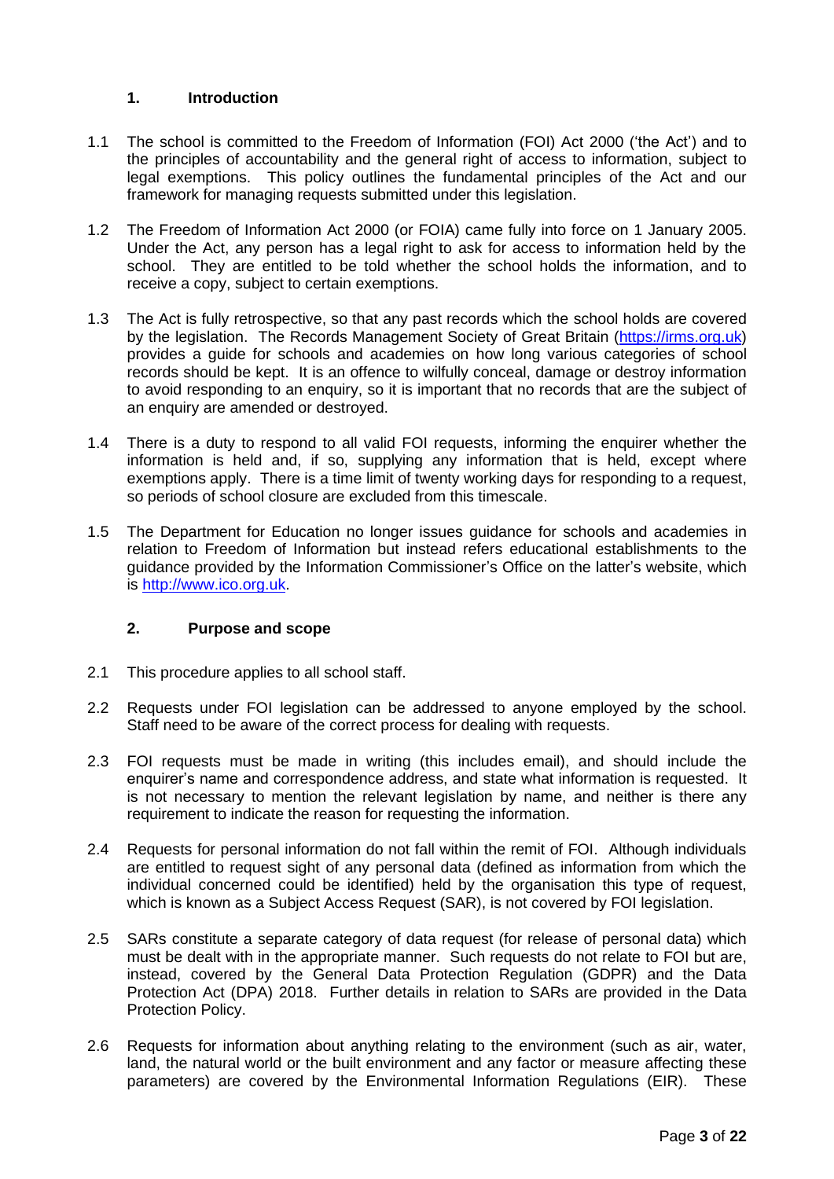## 1. Introduction

1.1 The school is committed to the Freedom of Information (FOI) Act 2000 ('the Act') and to the principles of accountability and the general right of access to information, subject to legal exemptions. This policy outlines the fundamental principles of the Act and our framework for managing requests submitted under this legislation.

1.2 The Freedom of Information Act 2000 (or FOIA) came fully into force on 1 January 2005. Under the Act, any person has a legal right to ask for access to information held by the school. They are entitled to be told whether the school holds the information, and to receive a copy, subject to certain exemptions.

1.3 The Act is fully retrospective, so that any past records which the school holds are covered by the legislation. The Records Management Society of Great Britain (https://irms.org.uk) provides a guide for schools and academies on how long various categories of school records should be kept. It is an offence to wilfully conceal, damage or destroy information to avoid responding to an enquiry, so it is important that no records that are the subject of an enquiry are amended or destroyed.

1.4 There is a duty to respond to all valid FOI requests, informing the enquirer whether the information is held and, if so, supplying any information that is held, except where exemptions apply. There is a time limit of twenty working days for responding to a request, so periods of school closure are excluded from this timescale.

1.5 The Department for Education no longer issues guidance for schools and academies in relation to Freedom of Information but instead refers educational establishments to the guidance provided by the Information Commissioner's Office on the latter's website, which is http://www.ico.org.uk.

## 2. Purpose and scope

2.1 This procedure applies to all school staff.

2.2 Requests under FOI legislation can be addressed to anyone employed by the school. Staff need to be aware of the correct process for dealing with requests.

2.3 FOI requests must be made in writing (this includes email), and should include the enquirer's name and correspondence address, and state what information is requested. It is not necessary to mention the relevant legislation by name, and neither is there any requirement to indicate the reason for requesting the information.

2.4 Requests for personal information do not fall within the remit of FOI. Although individuals are entitled to request sight of any personal data (defined as information from which the individual concerned could be identified) held by the organisation this type of request, which is known as a Subject Access Request (SAR), is not covered by FOI legislation.

2.5 SARs constitute a separate category of data request (for release of personal data) which must be dealt with in the appropriate manner. Such requests do not relate to FOI but are, instead, covered by the General Data Protection Regulation (GDPR) and the Data Protection Act (DPA) 2018. Further details in relation to SARs are provided in the Data Protection Policy.

2.6 Requests for information about anything relating to the environment (such as air, water, land, the natural world or the built environment and any factor or measure affecting these parameters) are covered by the Environmental Information Regulations (EIR). These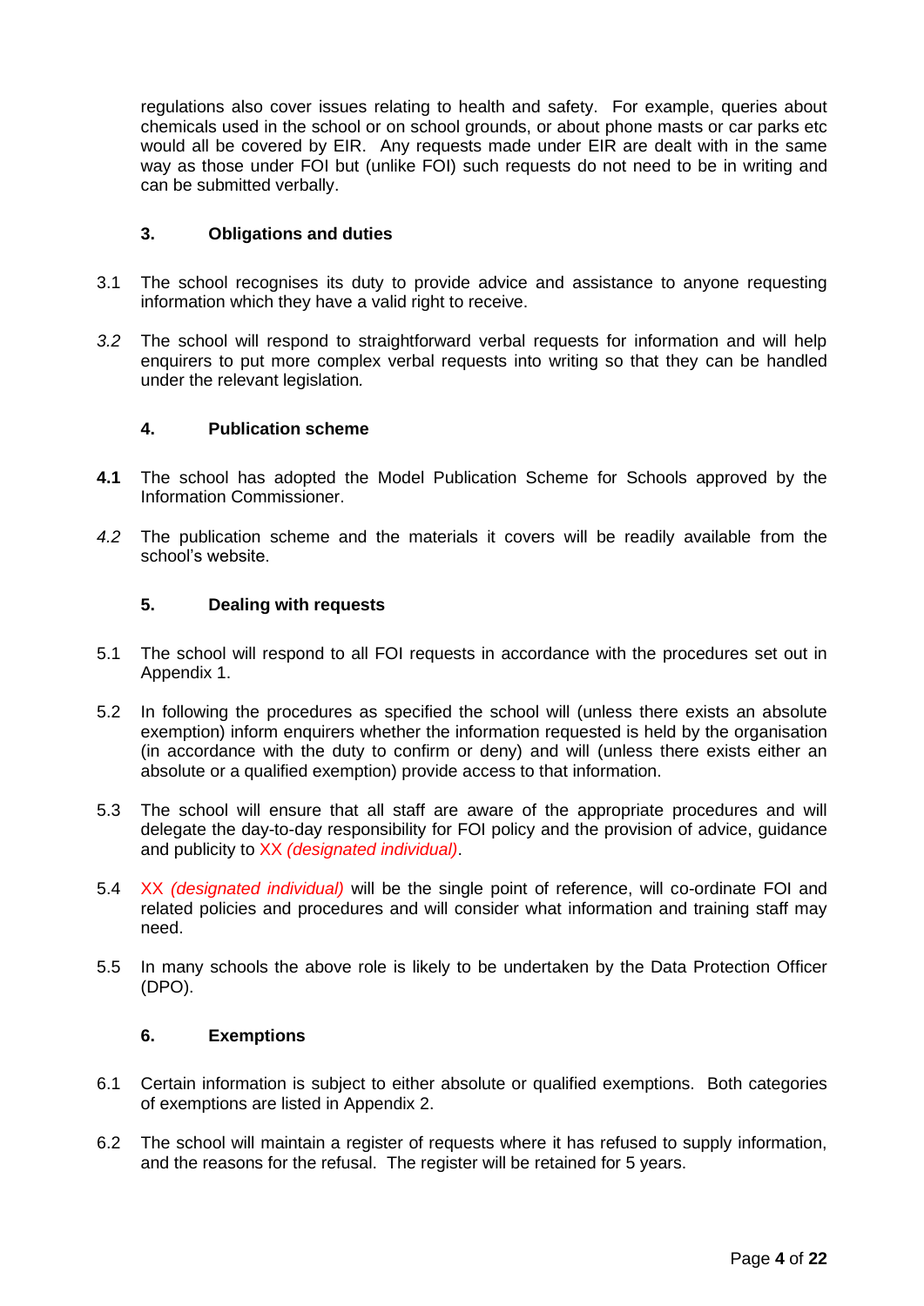regulations also cover issues relating to health and safety. For example, queries about chemicals used in the school or on school grounds, or about phone masts or car parks etc would all be covered by EIR. Any requests made under EIR are dealt with in the same way as those under FOI but (unlike FOI) such requests do not need to be in writing and can be submitted verbally.

## 3. Obligations and duties

3.1 The school recognises its duty to provide advice and assistance to anyone requesting information which they have a valid right to receive.

*3.2* The school will respond to straightforward verbal requests for information and will help enquirers to put more complex verbal requests into writing so that they can be handled under the relevant legislation*.*

## 4. Publication scheme

**4.1** The school has adopted the Model Publication Scheme for Schools approved by the Information Commissioner.

*4.2* The publication scheme and the materials it covers will be readily available from the school's website.

## 5. Dealing with requests

5.1 The school will respond to all FOI requests in accordance with the procedures set out in Appendix 1.

5.2 In following the procedures as specified the school will (unless there exists an absolute exemption) inform enquirers whether the information requested is held by the organisation (in accordance with the duty to confirm or deny) and will (unless there exists either an absolute or a qualified exemption) provide access to that information.

5.3 The school will ensure that all staff are aware of the appropriate procedures and will delegate the day-to-day responsibility for FOI policy and the provision of advice, guidance and publicity to XX *(designated individual)*.

5.4 XX *(designated individual)* will be the single point of reference, will co-ordinate FOI and related policies and procedures and will consider what information and training staff may need.

5.5 In many schools the above role is likely to be undertaken by the Data Protection Officer (DPO).

## 6. Exemptions

6.1 Certain information is subject to either absolute or qualified exemptions. Both categories of exemptions are listed in Appendix 2.

6.2 The school will maintain a register of requests where it has refused to supply information, and the reasons for the refusal. The register will be retained for 5 years.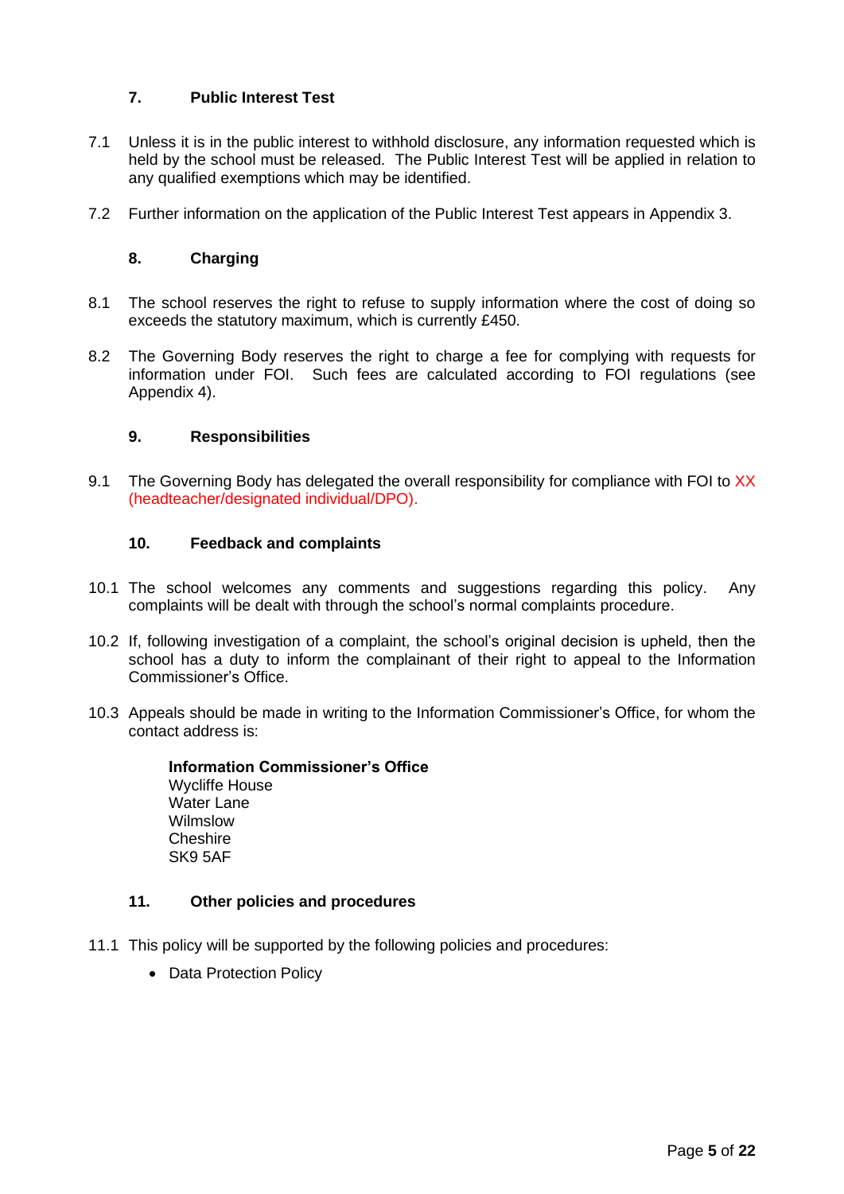## 7. Public Interest Test

7.1 Unless it is in the public interest to withhold disclosure, any information requested which is held by the school must be released. The Public Interest Test will be applied in relation to any qualified exemptions which may be identified.

7.2 Further information on the application of the Public Interest Test appears in Appendix 3.

## 8. Charging

8.1 The school reserves the right to refuse to supply information where the cost of doing so exceeds the statutory maximum, which is currently £450.

8.2 The Governing Body reserves the right to charge a fee for complying with requests for information under FOI. Such fees are calculated according to FOI regulations (see Appendix 4).

## 9. Responsibilities

9.1 The Governing Body has delegated the overall responsibility for compliance with FOI to XX (headteacher/designated individual/DPO).

## 10. Feedback and complaints

10.1 The school welcomes any comments and suggestions regarding this policy. Any complaints will be dealt with through the school's normal complaints procedure.

10.2 If, following investigation of a complaint, the school's original decision is upheld, then the school has a duty to inform the complainant of their right to appeal to the Information Commissioner's Office.

10.3 Appeals should be made in writing to the Information Commissioner's Office, for whom the contact address is:

**Information Commissioner's Office**
Wycliffe House
Water Lane
Wilmslow
Cheshire
SK9 5AF

## 11. Other policies and procedures

11.1 This policy will be supported by the following policies and procedures:

- Data Protection Policy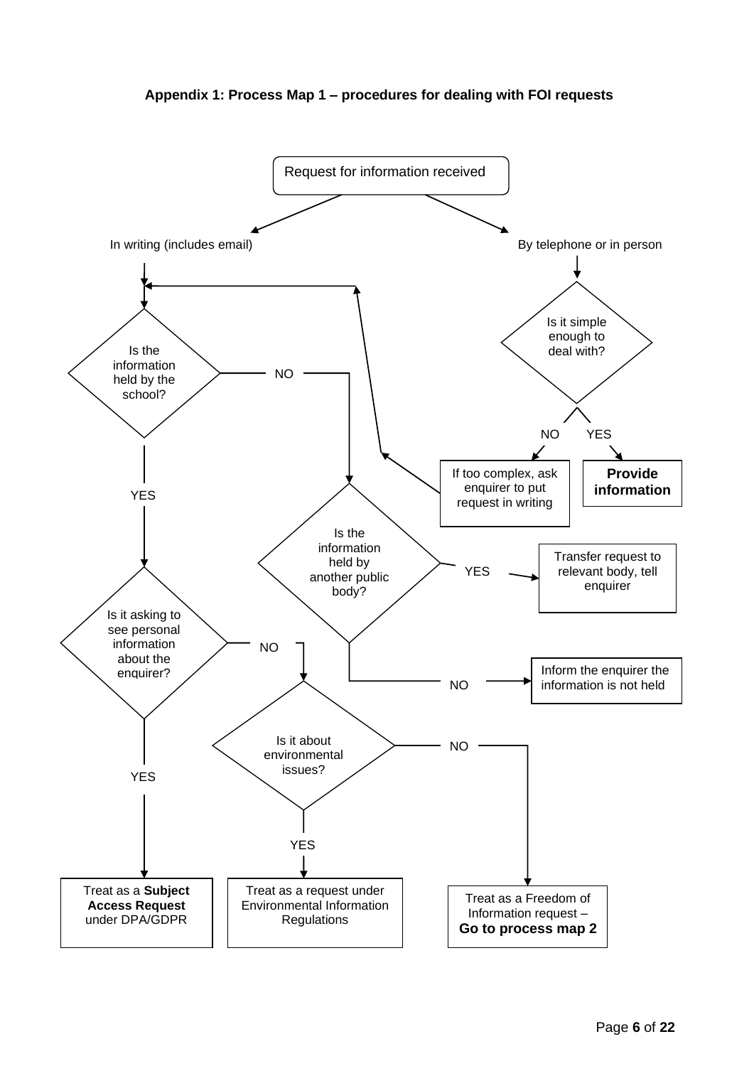**Appendix 1: Process Map 1 – procedures for dealing with FOI requests**

Request for information received

In writing (includes email)

By telephone or in person

Is it simple enough to deal with?

NO

YES

If too complex, ask enquirer to put request in writing

**Provide information**

Is the information held by the school?

NO

Is the information held by another public body?

YES

Transfer request to relevant body, tell enquirer

NO

Inform the enquirer the information is not held

YES

Is it asking to see personal information about the enquirer?

NO

Is it about environmental issues?

NO

YES

YES

Treat as a **Subject Access Request** under DPA/GDPR

Treat as a request under Environmental Information Regulations

Treat as a Freedom of Information request – **Go to process map 2**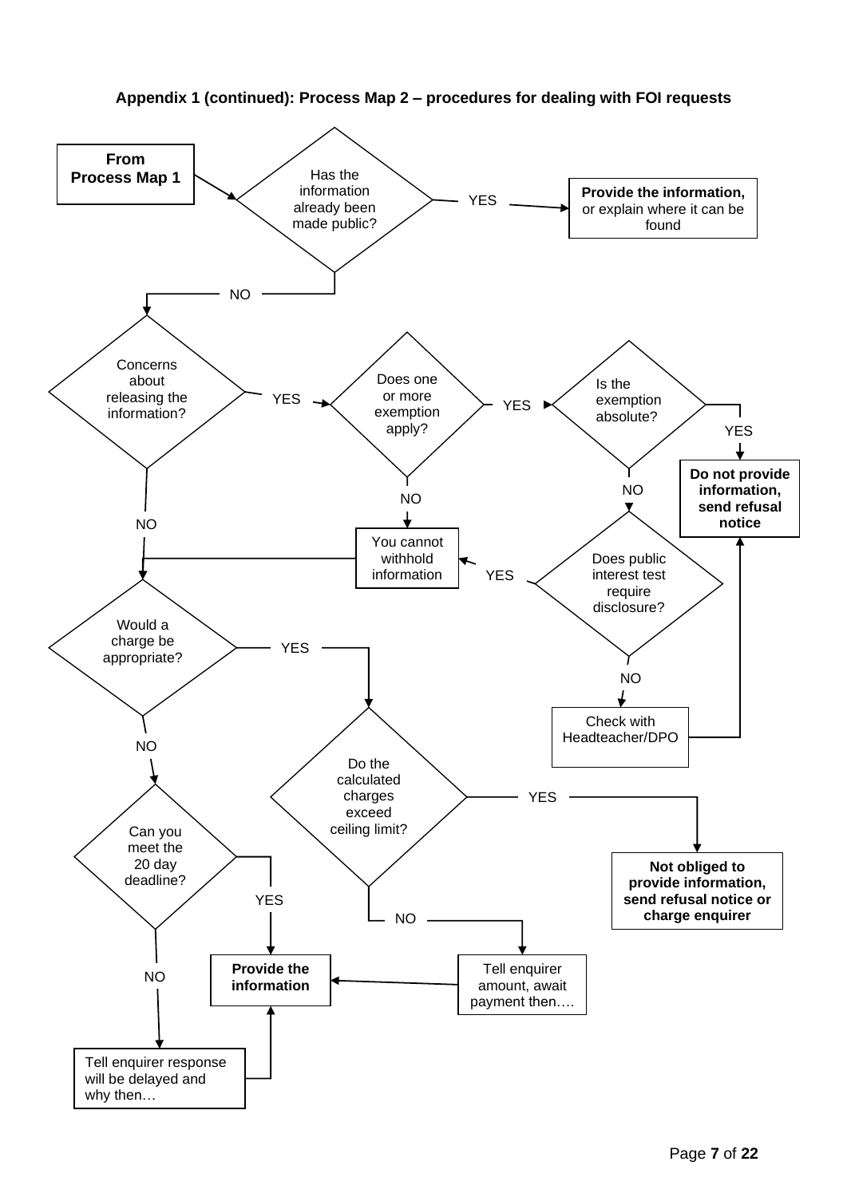**Appendix 1 (continued): Process Map 2 – procedures for dealing with FOI requests**

**From Process Map 1**

Has the information already been made public?

YES → **Provide the information,** or explain where it can be found

NO

Concerns about releasing the information?

YES → Does one or more exemption apply?

YES → Is the exemption absolute?

YES → **Do not provide information, send refusal notice**

NO → Does public interest test require disclosure?

YES → You cannot withhold information

NO → Check with Headteacher/DPO → **Do not provide information, send refusal notice**

NO (exemption does not apply) → You cannot withhold information

NO

Would a charge be appropriate?

YES → Do the calculated charges exceed ceiling limit?

YES → **Not obliged to provide information, send refusal notice or charge enquirer**

NO → Tell enquirer amount, await payment then…. → **Provide the information**

NO

Can you meet the 20 day deadline?

YES → **Provide the information**

NO → Tell enquirer response will be delayed and why then… → **Provide the information**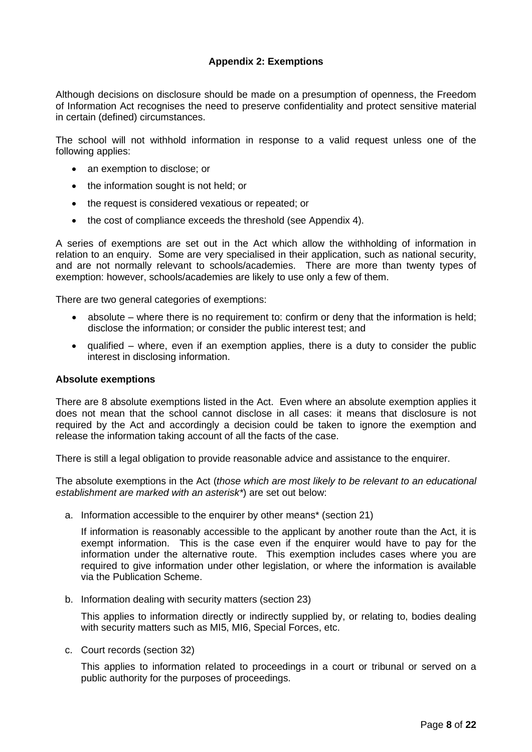## Appendix 2: Exemptions

Although decisions on disclosure should be made on a presumption of openness, the Freedom of Information Act recognises the need to preserve confidentiality and protect sensitive material in certain (defined) circumstances.

The school will not withhold information in response to a valid request unless one of the following applies:

- an exemption to disclose; or
- the information sought is not held; or
- the request is considered vexatious or repeated; or
- the cost of compliance exceeds the threshold (see Appendix 4).

A series of exemptions are set out in the Act which allow the withholding of information in relation to an enquiry. Some are very specialised in their application, such as national security, and are not normally relevant to schools/academies. There are more than twenty types of exemption: however, schools/academies are likely to use only a few of them.

There are two general categories of exemptions:

- absolute – where there is no requirement to: confirm or deny that the information is held; disclose the information; or consider the public interest test; and
- qualified – where, even if an exemption applies, there is a duty to consider the public interest in disclosing information.

### Absolute exemptions

There are 8 absolute exemptions listed in the Act. Even where an absolute exemption applies it does not mean that the school cannot disclose in all cases: it means that disclosure is not required by the Act and accordingly a decision could be taken to ignore the exemption and release the information taking account of all the facts of the case.

There is still a legal obligation to provide reasonable advice and assistance to the enquirer.

The absolute exemptions in the Act (*those which are most likely to be relevant to an educational establishment are marked with an asterisk**) are set out below:

a. Information accessible to the enquirer by other means* (section 21)

   If information is reasonably accessible to the applicant by another route than the Act, it is exempt information. This is the case even if the enquirer would have to pay for the information under the alternative route. This exemption includes cases where you are required to give information under other legislation, or where the information is available via the Publication Scheme.

b. Information dealing with security matters (section 23)

   This applies to information directly or indirectly supplied by, or relating to, bodies dealing with security matters such as MI5, MI6, Special Forces, etc.

c. Court records (section 32)

   This applies to information related to proceedings in a court or tribunal or served on a public authority for the purposes of proceedings.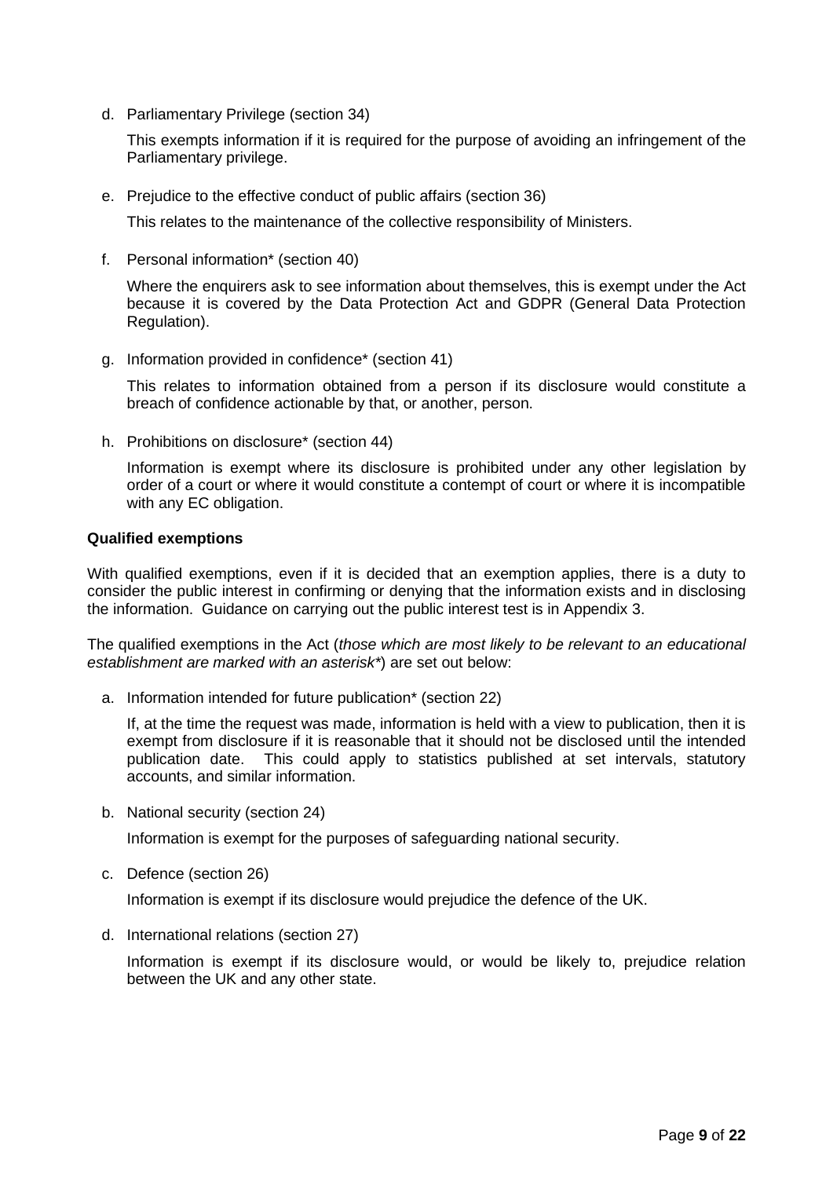d. Parliamentary Privilege (section 34)

   This exempts information if it is required for the purpose of avoiding an infringement of the Parliamentary privilege.

e. Prejudice to the effective conduct of public affairs (section 36)

   This relates to the maintenance of the collective responsibility of Ministers.

f. Personal information* (section 40)

   Where the enquirers ask to see information about themselves, this is exempt under the Act because it is covered by the Data Protection Act and GDPR (General Data Protection Regulation).

g. Information provided in confidence* (section 41)

   This relates to information obtained from a person if its disclosure would constitute a breach of confidence actionable by that, or another, person.

h. Prohibitions on disclosure* (section 44)

   Information is exempt where its disclosure is prohibited under any other legislation by order of a court or where it would constitute a contempt of court or where it is incompatible with any EC obligation.

**Qualified exemptions**

With qualified exemptions, even if it is decided that an exemption applies, there is a duty to consider the public interest in confirming or denying that the information exists and in disclosing the information. Guidance on carrying out the public interest test is in Appendix 3.

The qualified exemptions in the Act (*those which are most likely to be relevant to an educational establishment are marked with an asterisk**) are set out below:

a. Information intended for future publication* (section 22)

   If, at the time the request was made, information is held with a view to publication, then it is exempt from disclosure if it is reasonable that it should not be disclosed until the intended publication date. This could apply to statistics published at set intervals, statutory accounts, and similar information.

b. National security (section 24)

   Information is exempt for the purposes of safeguarding national security.

c. Defence (section 26)

   Information is exempt if its disclosure would prejudice the defence of the UK.

d. International relations (section 27)

   Information is exempt if its disclosure would, or would be likely to, prejudice relation between the UK and any other state.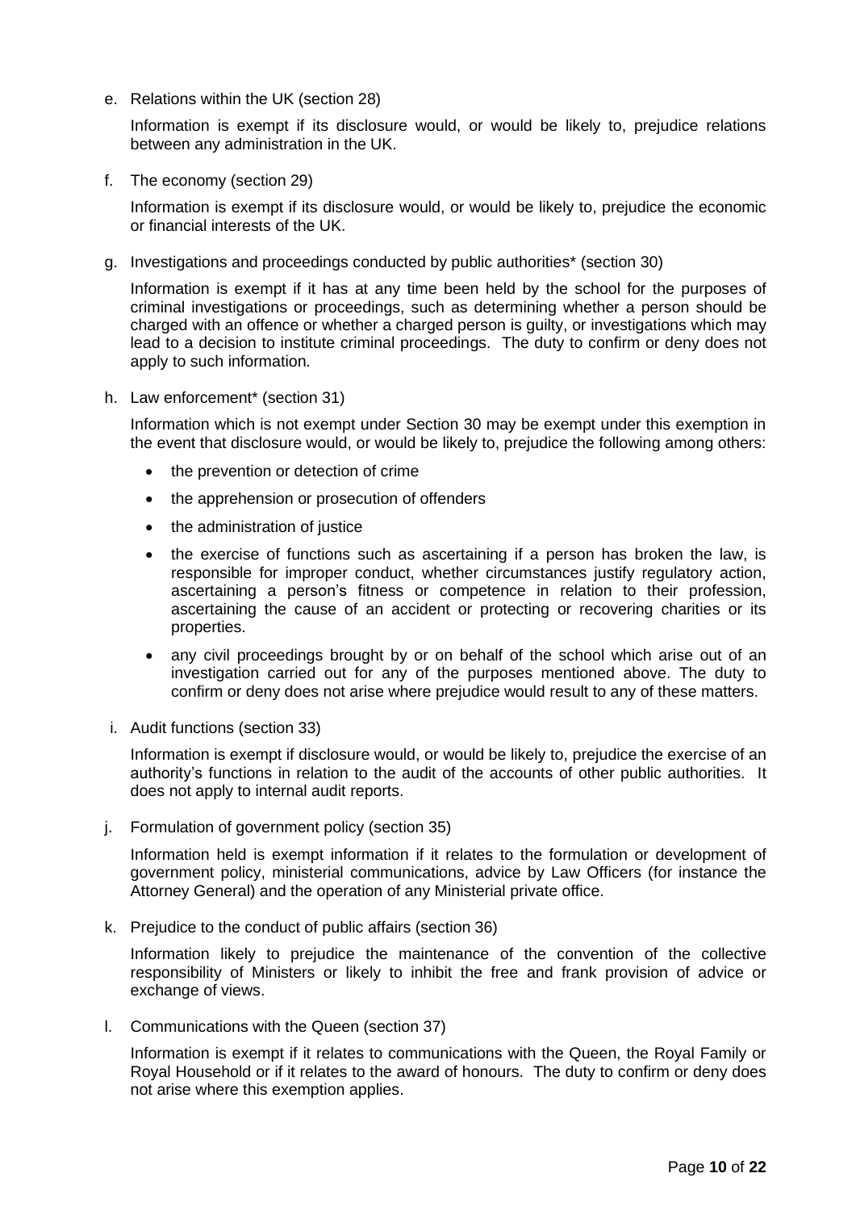e. Relations within the UK (section 28)

   Information is exempt if its disclosure would, or would be likely to, prejudice relations between any administration in the UK.

f. The economy (section 29)

   Information is exempt if its disclosure would, or would be likely to, prejudice the economic or financial interests of the UK.

g. Investigations and proceedings conducted by public authorities* (section 30)

   Information is exempt if it has at any time been held by the school for the purposes of criminal investigations or proceedings, such as determining whether a person should be charged with an offence or whether a charged person is guilty, or investigations which may lead to a decision to institute criminal proceedings. The duty to confirm or deny does not apply to such information.

h. Law enforcement* (section 31)

   Information which is not exempt under Section 30 may be exempt under this exemption in the event that disclosure would, or would be likely to, prejudice the following among others:

   - the prevention or detection of crime
   - the apprehension or prosecution of offenders
   - the administration of justice
   - the exercise of functions such as ascertaining if a person has broken the law, is responsible for improper conduct, whether circumstances justify regulatory action, ascertaining a person's fitness or competence in relation to their profession, ascertaining the cause of an accident or protecting or recovering charities or its properties.
   - any civil proceedings brought by or on behalf of the school which arise out of an investigation carried out for any of the purposes mentioned above. The duty to confirm or deny does not arise where prejudice would result to any of these matters.

i. Audit functions (section 33)

   Information is exempt if disclosure would, or would be likely to, prejudice the exercise of an authority's functions in relation to the audit of the accounts of other public authorities. It does not apply to internal audit reports.

j. Formulation of government policy (section 35)

   Information held is exempt information if it relates to the formulation or development of government policy, ministerial communications, advice by Law Officers (for instance the Attorney General) and the operation of any Ministerial private office.

k. Prejudice to the conduct of public affairs (section 36)

   Information likely to prejudice the maintenance of the convention of the collective responsibility of Ministers or likely to inhibit the free and frank provision of advice or exchange of views.

l. Communications with the Queen (section 37)

   Information is exempt if it relates to communications with the Queen, the Royal Family or Royal Household or if it relates to the award of honours. The duty to confirm or deny does not arise where this exemption applies.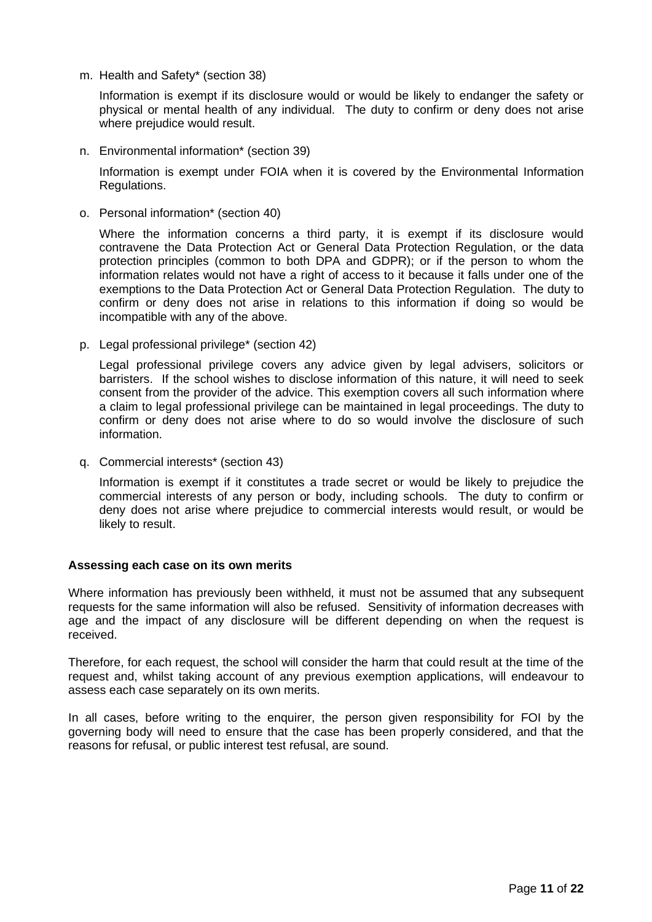m. Health and Safety* (section 38)

   Information is exempt if its disclosure would or would be likely to endanger the safety or physical or mental health of any individual. The duty to confirm or deny does not arise where prejudice would result.

n. Environmental information* (section 39)

   Information is exempt under FOIA when it is covered by the Environmental Information Regulations.

o. Personal information* (section 40)

   Where the information concerns a third party, it is exempt if its disclosure would contravene the Data Protection Act or General Data Protection Regulation, or the data protection principles (common to both DPA and GDPR); or if the person to whom the information relates would not have a right of access to it because it falls under one of the exemptions to the Data Protection Act or General Data Protection Regulation. The duty to confirm or deny does not arise in relations to this information if doing so would be incompatible with any of the above.

p. Legal professional privilege* (section 42)

   Legal professional privilege covers any advice given by legal advisers, solicitors or barristers. If the school wishes to disclose information of this nature, it will need to seek consent from the provider of the advice. This exemption covers all such information where a claim to legal professional privilege can be maintained in legal proceedings. The duty to confirm or deny does not arise where to do so would involve the disclosure of such information.

q. Commercial interests* (section 43)

   Information is exempt if it constitutes a trade secret or would be likely to prejudice the commercial interests of any person or body, including schools. The duty to confirm or deny does not arise where prejudice to commercial interests would result, or would be likely to result.

**Assessing each case on its own merits**

Where information has previously been withheld, it must not be assumed that any subsequent requests for the same information will also be refused. Sensitivity of information decreases with age and the impact of any disclosure will be different depending on when the request is received.

Therefore, for each request, the school will consider the harm that could result at the time of the request and, whilst taking account of any previous exemption applications, will endeavour to assess each case separately on its own merits.

In all cases, before writing to the enquirer, the person given responsibility for FOI by the governing body will need to ensure that the case has been properly considered, and that the reasons for refusal, or public interest test refusal, are sound.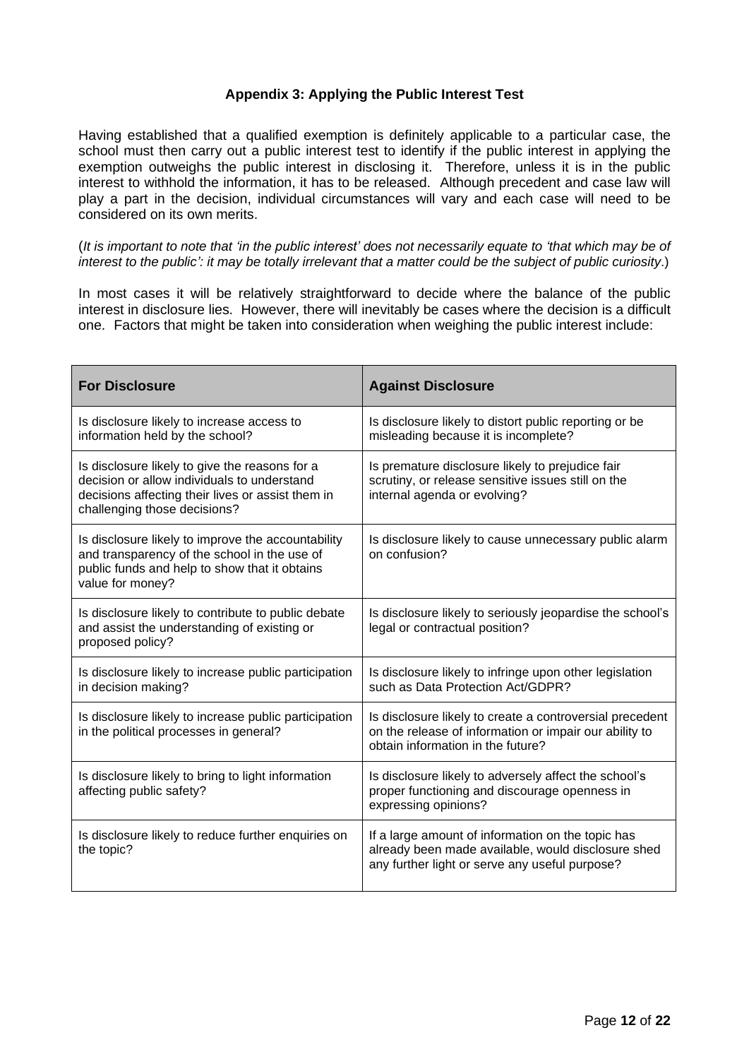## Appendix 3: Applying the Public Interest Test

Having established that a qualified exemption is definitely applicable to a particular case, the school must then carry out a public interest test to identify if the public interest in applying the exemption outweighs the public interest in disclosing it. Therefore, unless it is in the public interest to withhold the information, it has to be released. Although precedent and case law will play a part in the decision, individual circumstances will vary and each case will need to be considered on its own merits.

(*It is important to note that 'in the public interest' does not necessarily equate to 'that which may be of interest to the public': it may be totally irrelevant that a matter could be the subject of public curiosity.*)

In most cases it will be relatively straightforward to decide where the balance of the public interest in disclosure lies. However, there will inevitably be cases where the decision is a difficult one. Factors that might be taken into consideration when weighing the public interest include:

| **For Disclosure** | **Against Disclosure** |
|---|---|
| Is disclosure likely to increase access to information held by the school? | Is disclosure likely to distort public reporting or be misleading because it is incomplete? |
| Is disclosure likely to give the reasons for a decision or allow individuals to understand decisions affecting their lives or assist them in challenging those decisions? | Is premature disclosure likely to prejudice fair scrutiny, or release sensitive issues still on the internal agenda or evolving? |
| Is disclosure likely to improve the accountability and transparency of the school in the use of public funds and help to show that it obtains value for money? | Is disclosure likely to cause unnecessary public alarm on confusion? |
| Is disclosure likely to contribute to public debate and assist the understanding of existing or proposed policy? | Is disclosure likely to seriously jeopardise the school's legal or contractual position? |
| Is disclosure likely to increase public participation in decision making? | Is disclosure likely to infringe upon other legislation such as Data Protection Act/GDPR? |
| Is disclosure likely to increase public participation in the political processes in general? | Is disclosure likely to create a controversial precedent on the release of information or impair our ability to obtain information in the future? |
| Is disclosure likely to bring to light information affecting public safety? | Is disclosure likely to adversely affect the school's proper functioning and discourage openness in expressing opinions? |
| Is disclosure likely to reduce further enquiries on the topic? | If a large amount of information on the topic has already been made available, would disclosure shed any further light or serve any useful purpose? |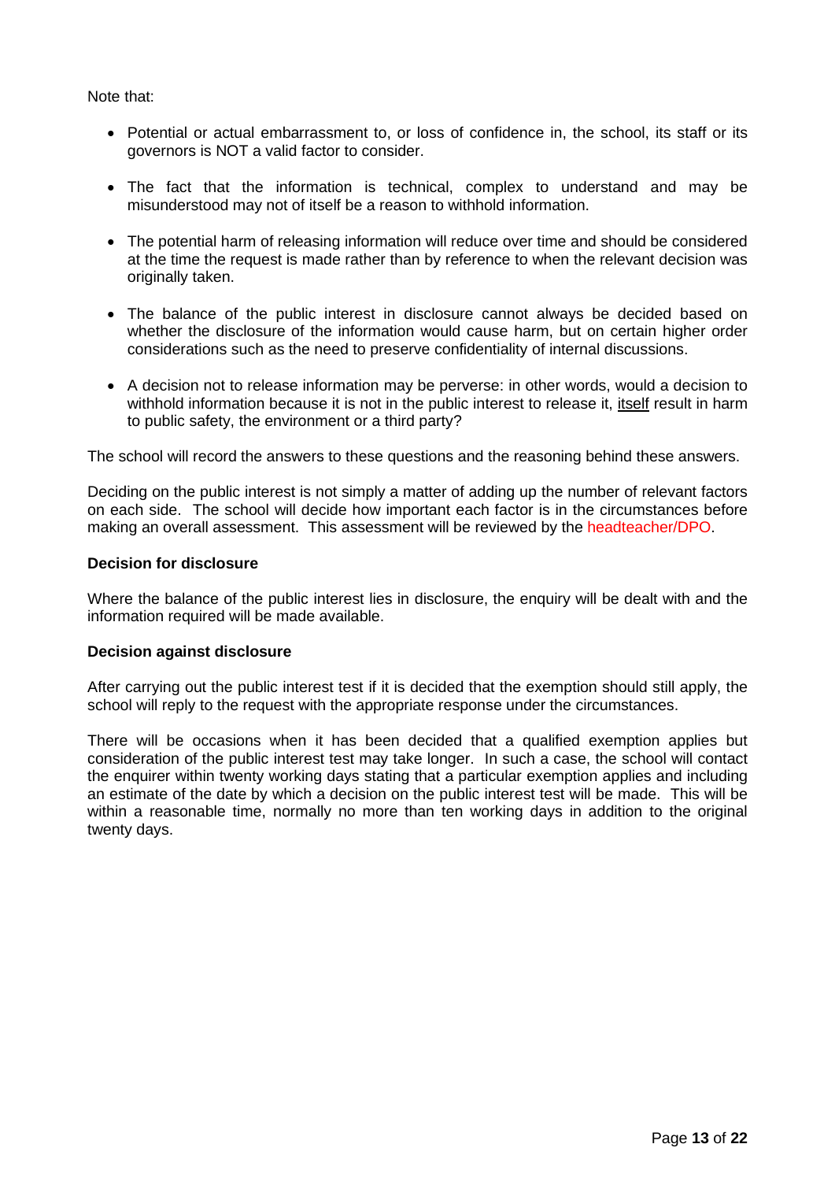Note that:

- Potential or actual embarrassment to, or loss of confidence in, the school, its staff or its governors is NOT a valid factor to consider.
- The fact that the information is technical, complex to understand and may be misunderstood may not of itself be a reason to withhold information.
- The potential harm of releasing information will reduce over time and should be considered at the time the request is made rather than by reference to when the relevant decision was originally taken.
- The balance of the public interest in disclosure cannot always be decided based on whether the disclosure of the information would cause harm, but on certain higher order considerations such as the need to preserve confidentiality of internal discussions.
- A decision not to release information may be perverse: in other words, would a decision to withhold information because it is not in the public interest to release it, itself result in harm to public safety, the environment or a third party?

The school will record the answers to these questions and the reasoning behind these answers.

Deciding on the public interest is not simply a matter of adding up the number of relevant factors on each side. The school will decide how important each factor is in the circumstances before making an overall assessment. This assessment will be reviewed by the headteacher/DPO.

**Decision for disclosure**

Where the balance of the public interest lies in disclosure, the enquiry will be dealt with and the information required will be made available.

**Decision against disclosure**

After carrying out the public interest test if it is decided that the exemption should still apply, the school will reply to the request with the appropriate response under the circumstances.

There will be occasions when it has been decided that a qualified exemption applies but consideration of the public interest test may take longer. In such a case, the school will contact the enquirer within twenty working days stating that a particular exemption applies and including an estimate of the date by which a decision on the public interest test will be made. This will be within a reasonable time, normally no more than ten working days in addition to the original twenty days.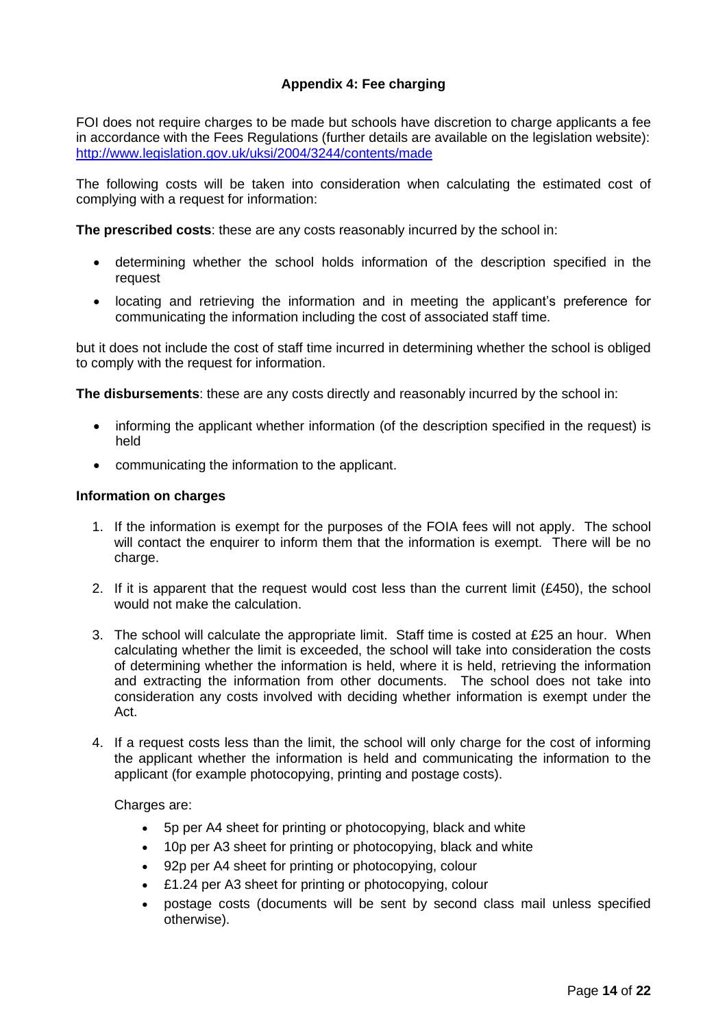## Appendix 4: Fee charging

FOI does not require charges to be made but schools have discretion to charge applicants a fee in accordance with the Fees Regulations (further details are available on the legislation website): http://www.legislation.gov.uk/uksi/2004/3244/contents/made

The following costs will be taken into consideration when calculating the estimated cost of complying with a request for information:

**The prescribed costs**: these are any costs reasonably incurred by the school in:

- determining whether the school holds information of the description specified in the request
- locating and retrieving the information and in meeting the applicant's preference for communicating the information including the cost of associated staff time.

but it does not include the cost of staff time incurred in determining whether the school is obliged to comply with the request for information.

**The disbursements**: these are any costs directly and reasonably incurred by the school in:

- informing the applicant whether information (of the description specified in the request) is held
- communicating the information to the applicant.

**Information on charges**

1. If the information is exempt for the purposes of the FOIA fees will not apply. The school will contact the enquirer to inform them that the information is exempt. There will be no charge.
2. If it is apparent that the request would cost less than the current limit (£450), the school would not make the calculation.
3. The school will calculate the appropriate limit. Staff time is costed at £25 an hour. When calculating whether the limit is exceeded, the school will take into consideration the costs of determining whether the information is held, where it is held, retrieving the information and extracting the information from other documents. The school does not take into consideration any costs involved with deciding whether information is exempt under the Act.
4. If a request costs less than the limit, the school will only charge for the cost of informing the applicant whether the information is held and communicating the information to the applicant (for example photocopying, printing and postage costs).

   Charges are:

   - 5p per A4 sheet for printing or photocopying, black and white
   - 10p per A3 sheet for printing or photocopying, black and white
   - 92p per A4 sheet for printing or photocopying, colour
   - £1.24 per A3 sheet for printing or photocopying, colour
   - postage costs (documents will be sent by second class mail unless specified otherwise).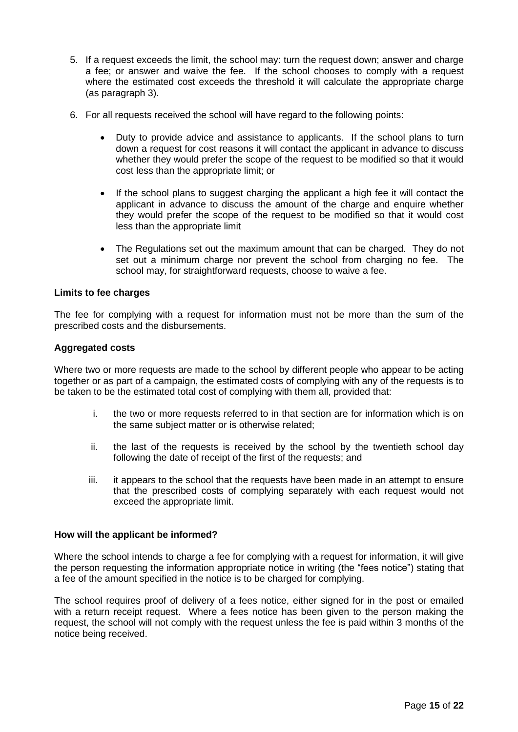5. If a request exceeds the limit, the school may: turn the request down; answer and charge a fee; or answer and waive the fee. If the school chooses to comply with a request where the estimated cost exceeds the threshold it will calculate the appropriate charge (as paragraph 3).

6. For all requests received the school will have regard to the following points:

   - Duty to provide advice and assistance to applicants. If the school plans to turn down a request for cost reasons it will contact the applicant in advance to discuss whether they would prefer the scope of the request to be modified so that it would cost less than the appropriate limit; or

   - If the school plans to suggest charging the applicant a high fee it will contact the applicant in advance to discuss the amount of the charge and enquire whether they would prefer the scope of the request to be modified so that it would cost less than the appropriate limit

   - The Regulations set out the maximum amount that can be charged. They do not set out a minimum charge nor prevent the school from charging no fee. The school may, for straightforward requests, choose to waive a fee.

**Limits to fee charges**

The fee for complying with a request for information must not be more than the sum of the prescribed costs and the disbursements.

**Aggregated costs**

Where two or more requests are made to the school by different people who appear to be acting together or as part of a campaign, the estimated costs of complying with any of the requests is to be taken to be the estimated total cost of complying with them all, provided that:

i. the two or more requests referred to in that section are for information which is on the same subject matter or is otherwise related;

ii. the last of the requests is received by the school by the twentieth school day following the date of receipt of the first of the requests; and

iii. it appears to the school that the requests have been made in an attempt to ensure that the prescribed costs of complying separately with each request would not exceed the appropriate limit.

**How will the applicant be informed?**

Where the school intends to charge a fee for complying with a request for information, it will give the person requesting the information appropriate notice in writing (the "fees notice") stating that a fee of the amount specified in the notice is to be charged for complying.

The school requires proof of delivery of a fees notice, either signed for in the post or emailed with a return receipt request. Where a fees notice has been given to the person making the request, the school will not comply with the request unless the fee is paid within 3 months of the notice being received.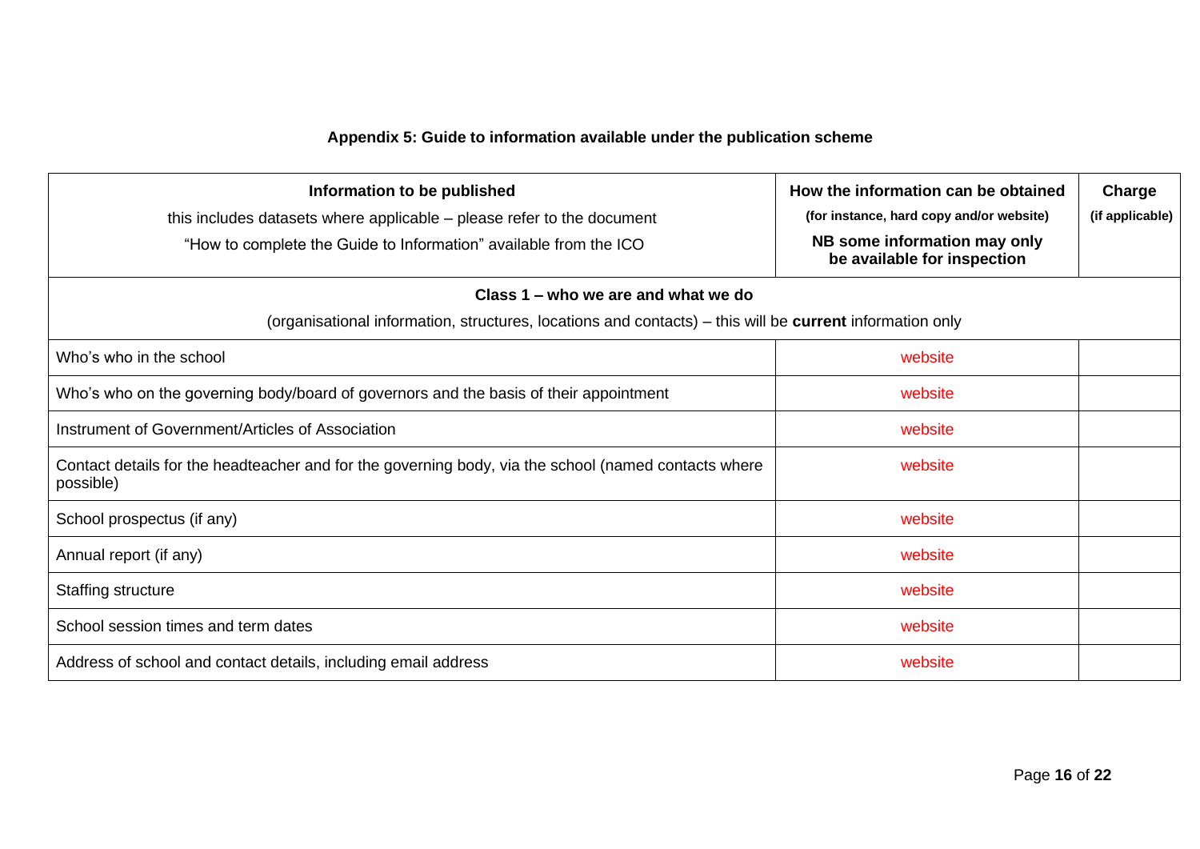## Appendix 5: Guide to information available under the publication scheme

| **Information to be published**<br>this includes datasets where applicable – please refer to the document<br>"How to complete the Guide to Information" available from the ICO | **How the information can be obtained**<br>**(for instance, hard copy and/or website)**<br>**NB some information may only be available for inspection** | **Charge**<br>**(if applicable)** |
|---|---|---|
| **Class 1 – who we are and what we do**<br>(organisational information, structures, locations and contacts) – this will be **current** information only | | |
| Who's who in the school | website | |
| Who's who on the governing body/board of governors and the basis of their appointment | website | |
| Instrument of Government/Articles of Association | website | |
| Contact details for the headteacher and for the governing body, via the school (named contacts where possible) | website | |
| School prospectus (if any) | website | |
| Annual report (if any) | website | |
| Staffing structure | website | |
| School session times and term dates | website | |
| Address of school and contact details, including email address | website | |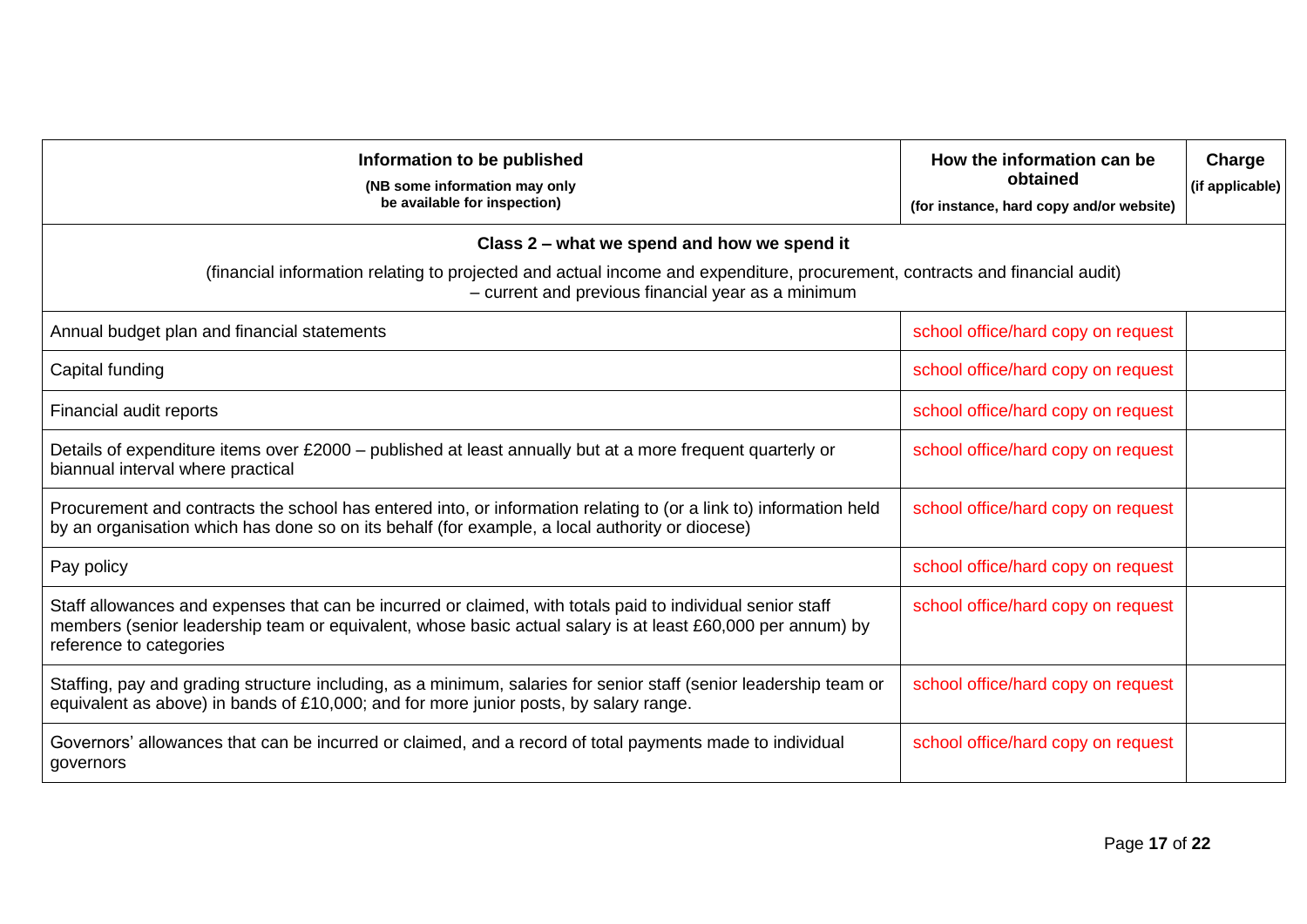| Information to be published<br>(NB some information may only be available for inspection) | How the information can be obtained<br>(for instance, hard copy and/or website) | Charge<br>(if applicable) |
|---|---|---|
| **Class 2 – what we spend and how we spend it**<br>(financial information relating to projected and actual income and expenditure, procurement, contracts and financial audit) – current and previous financial year as a minimum | | |
| Annual budget plan and financial statements | school office/hard copy on request | |
| Capital funding | school office/hard copy on request | |
| Financial audit reports | school office/hard copy on request | |
| Details of expenditure items over £2000 – published at least annually but at a more frequent quarterly or biannual interval where practical | school office/hard copy on request | |
| Procurement and contracts the school has entered into, or information relating to (or a link to) information held by an organisation which has done so on its behalf (for example, a local authority or diocese) | school office/hard copy on request | |
| Pay policy | school office/hard copy on request | |
| Staff allowances and expenses that can be incurred or claimed, with totals paid to individual senior staff members (senior leadership team or equivalent, whose basic actual salary is at least £60,000 per annum) by reference to categories | school office/hard copy on request | |
| Staffing, pay and grading structure including, as a minimum, salaries for senior staff (senior leadership team or equivalent as above) in bands of £10,000; and for more junior posts, by salary range. | school office/hard copy on request | |
| Governors' allowances that can be incurred or claimed, and a record of total payments made to individual governors | school office/hard copy on request | |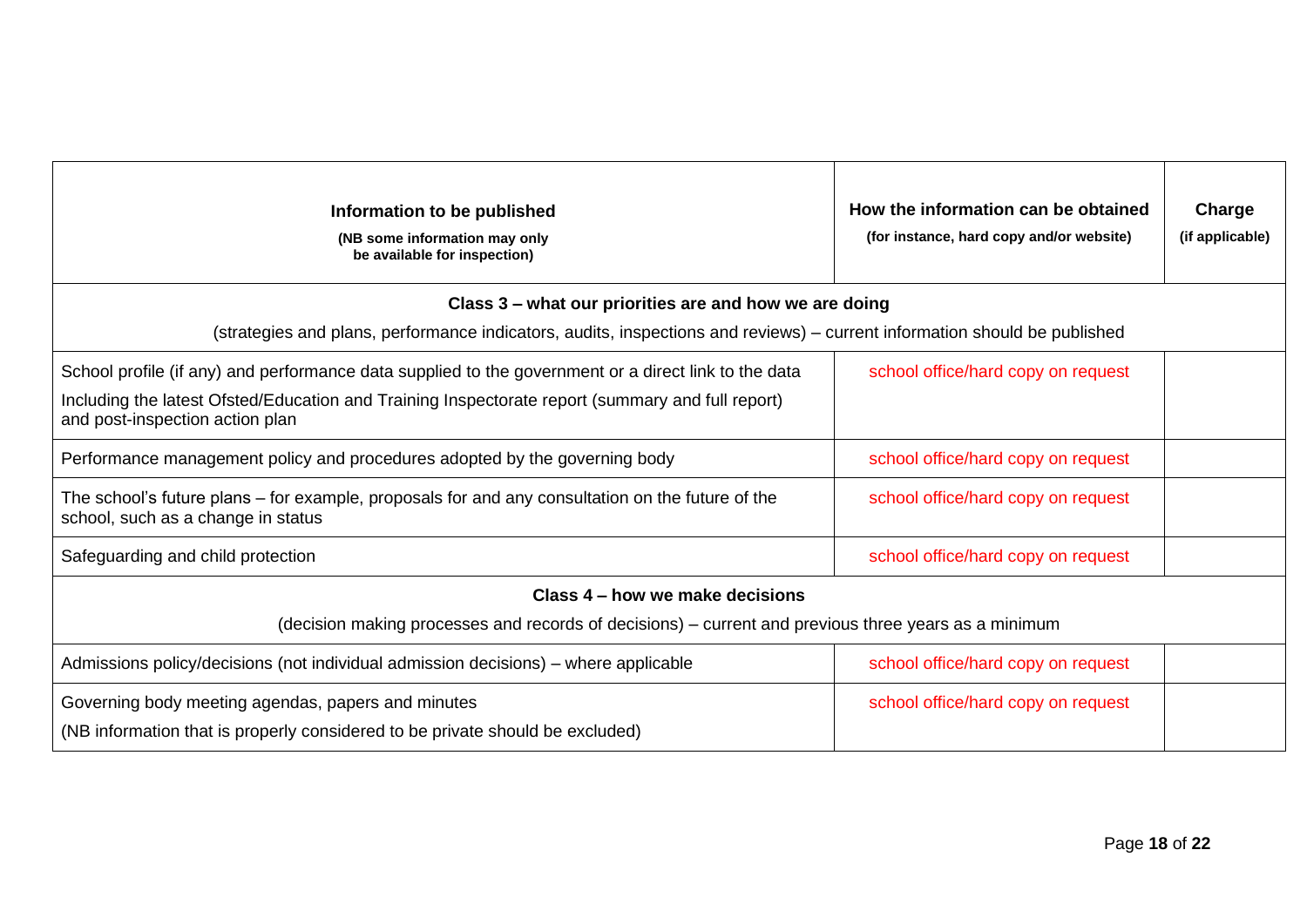| **Information to be published** (NB some information may only be available for inspection) | **How the information can be obtained** (for instance, hard copy and/or website) | **Charge** (if applicable) |
|---|---|---|
| **Class 3 – what our priorities are and how we are doing** (strategies and plans, performance indicators, audits, inspections and reviews) – current information should be published | | |
| School profile (if any) and performance data supplied to the government or a direct link to the data<br>Including the latest Ofsted/Education and Training Inspectorate report (summary and full report) and post-inspection action plan | school office/hard copy on request | |
| Performance management policy and procedures adopted by the governing body | school office/hard copy on request | |
| The school's future plans – for example, proposals for and any consultation on the future of the school, such as a change in status | school office/hard copy on request | |
| Safeguarding and child protection | school office/hard copy on request | |
| **Class 4 – how we make decisions** (decision making processes and records of decisions) – current and previous three years as a minimum | | |
| Admissions policy/decisions (not individual admission decisions) – where applicable | school office/hard copy on request | |
| Governing body meeting agendas, papers and minutes<br>(NB information that is properly considered to be private should be excluded) | school office/hard copy on request | |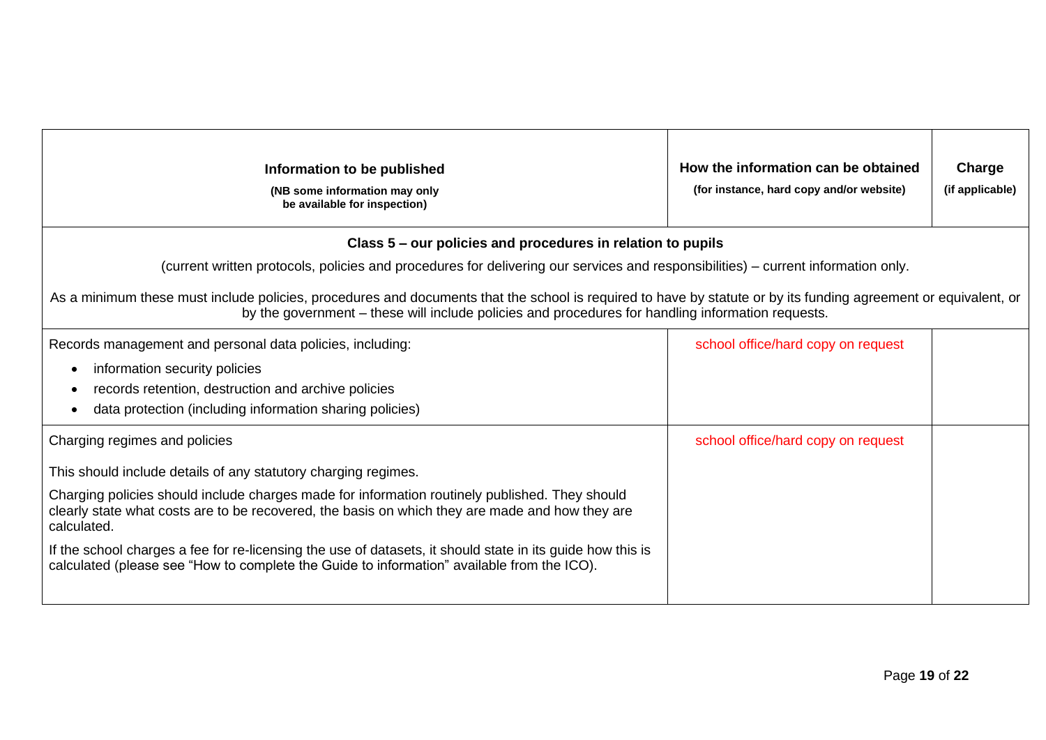| **Information to be published**<br>**(NB some information may only be available for inspection)** | **How the information can be obtained**<br>**(for instance, hard copy and/or website)** | **Charge**<br>**(if applicable)** |
|---|---|---|
| **Class 5 – our policies and procedures in relation to pupils**<br>(current written protocols, policies and procedures for delivering our services and responsibilities) – current information only.<br>As a minimum these must include policies, procedures and documents that the school is required to have by statute or by its funding agreement or equivalent, or by the government – these will include policies and procedures for handling information requests. | | |
| Records management and personal data policies, including:<br>• information security policies<br>• records retention, destruction and archive policies<br>• data protection (including information sharing policies) | school office/hard copy on request | |
| Charging regimes and policies<br>This should include details of any statutory charging regimes.<br>Charging policies should include charges made for information routinely published. They should clearly state what costs are to be recovered, the basis on which they are made and how they are calculated.<br>If the school charges a fee for re-licensing the use of datasets, it should state in its guide how this is calculated (please see "How to complete the Guide to information" available from the ICO). | school office/hard copy on request | |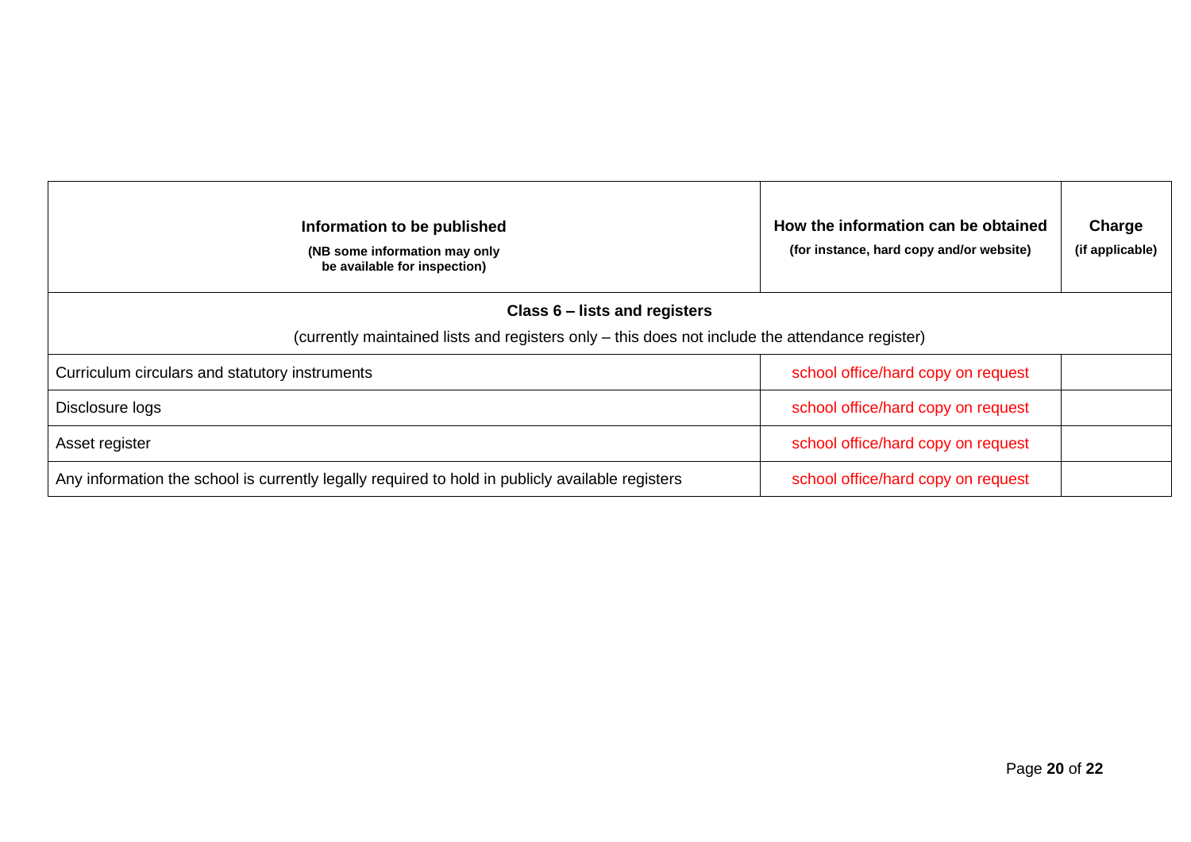| Information to be published<br>**(NB some information may only be available for inspection)** | How the information can be obtained<br>**(for instance, hard copy and/or website)** | Charge<br>**(if applicable)** |
|---|---|---|
| **Class 6 – lists and registers**<br>(currently maintained lists and registers only – this does not include the attendance register) | | |
| Curriculum circulars and statutory instruments | school office/hard copy on request | |
| Disclosure logs | school office/hard copy on request | |
| Asset register | school office/hard copy on request | |
| Any information the school is currently legally required to hold in publicly available registers | school office/hard copy on request | |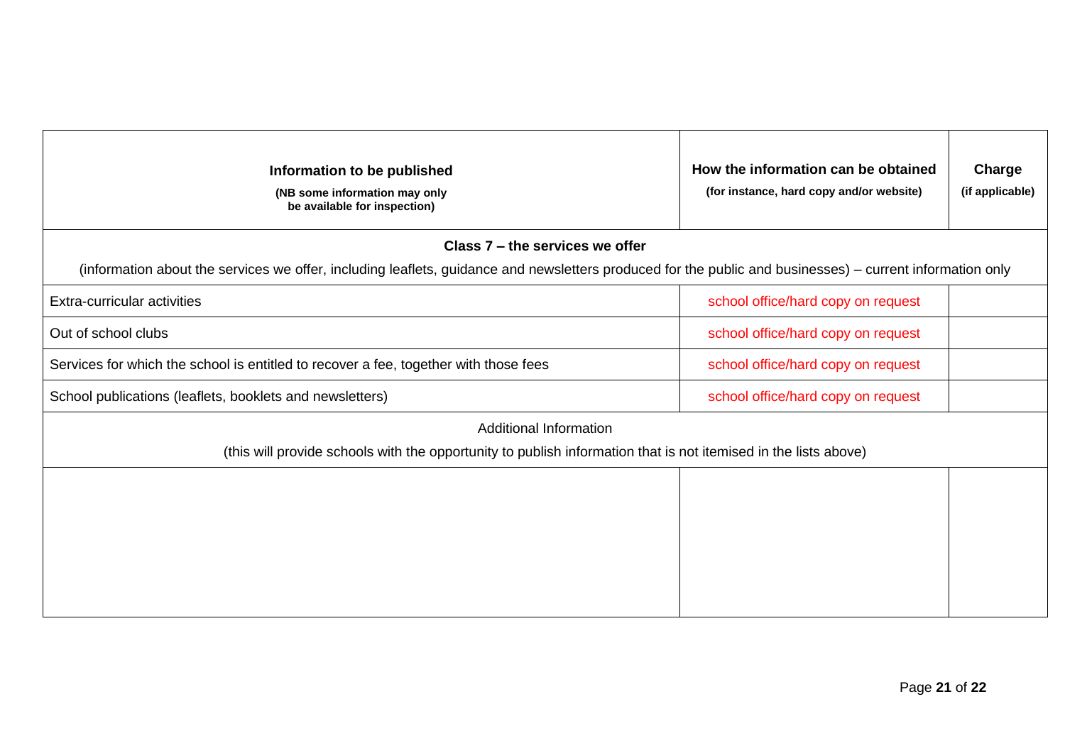| Information to be published<br>(NB some information may only be available for inspection) | How the information can be obtained<br>(for instance, hard copy and/or website) | Charge<br>(if applicable) |
|---|---|---|
| **Class 7 – the services we offer**<br>(information about the services we offer, including leaflets, guidance and newsletters produced for the public and businesses) – current information only | | |
| Extra-curricular activities | school office/hard copy on request | |
| Out of school clubs | school office/hard copy on request | |
| Services for which the school is entitled to recover a fee, together with those fees | school office/hard copy on request | |
| School publications (leaflets, booklets and newsletters) | school office/hard copy on request | |
| Additional Information<br>(this will provide schools with the opportunity to publish information that is not itemised in the lists above) | | |
| | | |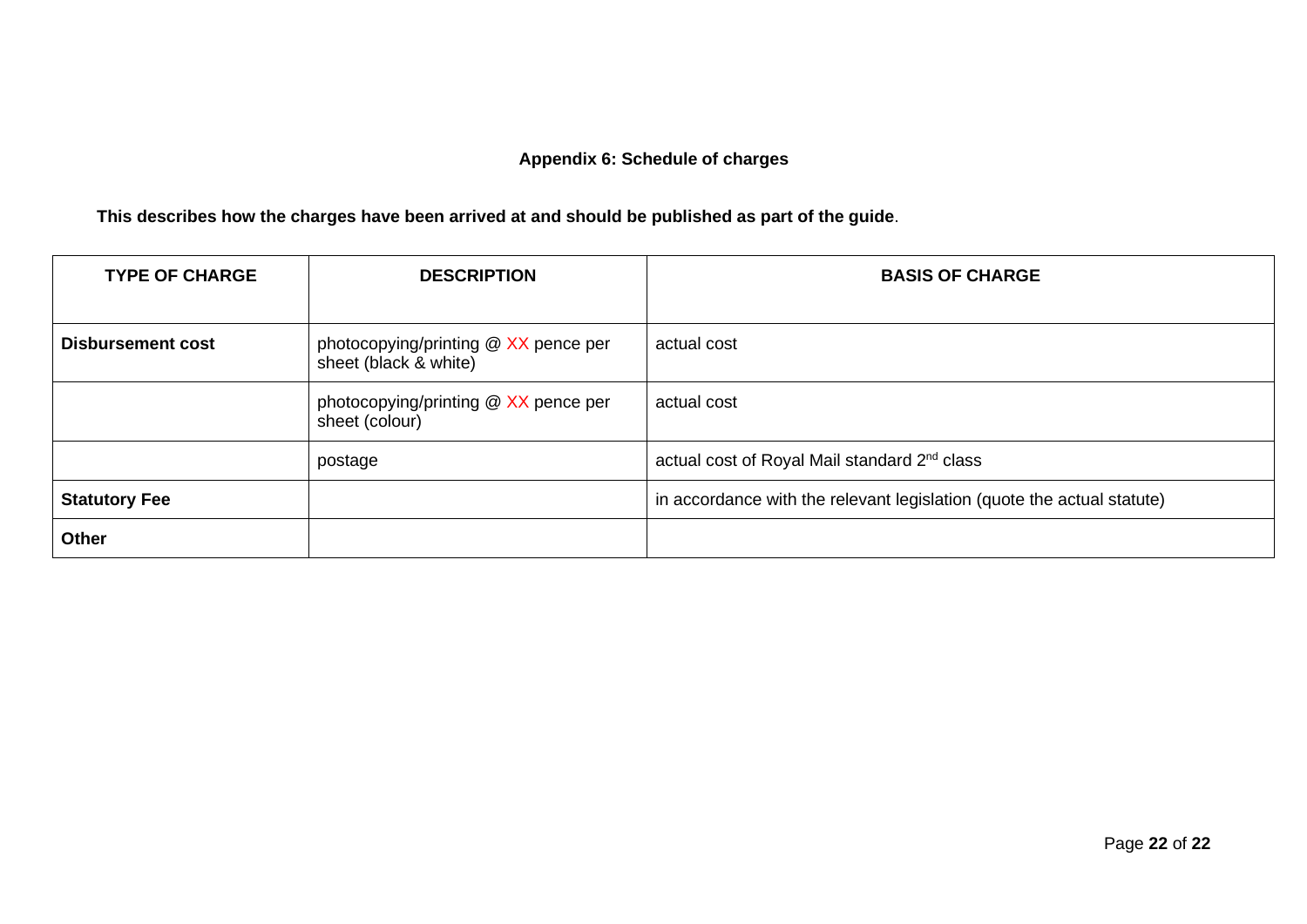## Appendix 6: Schedule of charges

**This describes how the charges have been arrived at and should be published as part of the guide**.

| TYPE OF CHARGE | DESCRIPTION | BASIS OF CHARGE |
|---|---|---|
| **Disbursement cost** | photocopying/printing @ XX pence per sheet (black & white) | actual cost |
| | photocopying/printing @ XX pence per sheet (colour) | actual cost |
| | postage | actual cost of Royal Mail standard 2nd class |
| **Statutory Fee** | | in accordance with the relevant legislation (quote the actual statute) |
| **Other** | | |